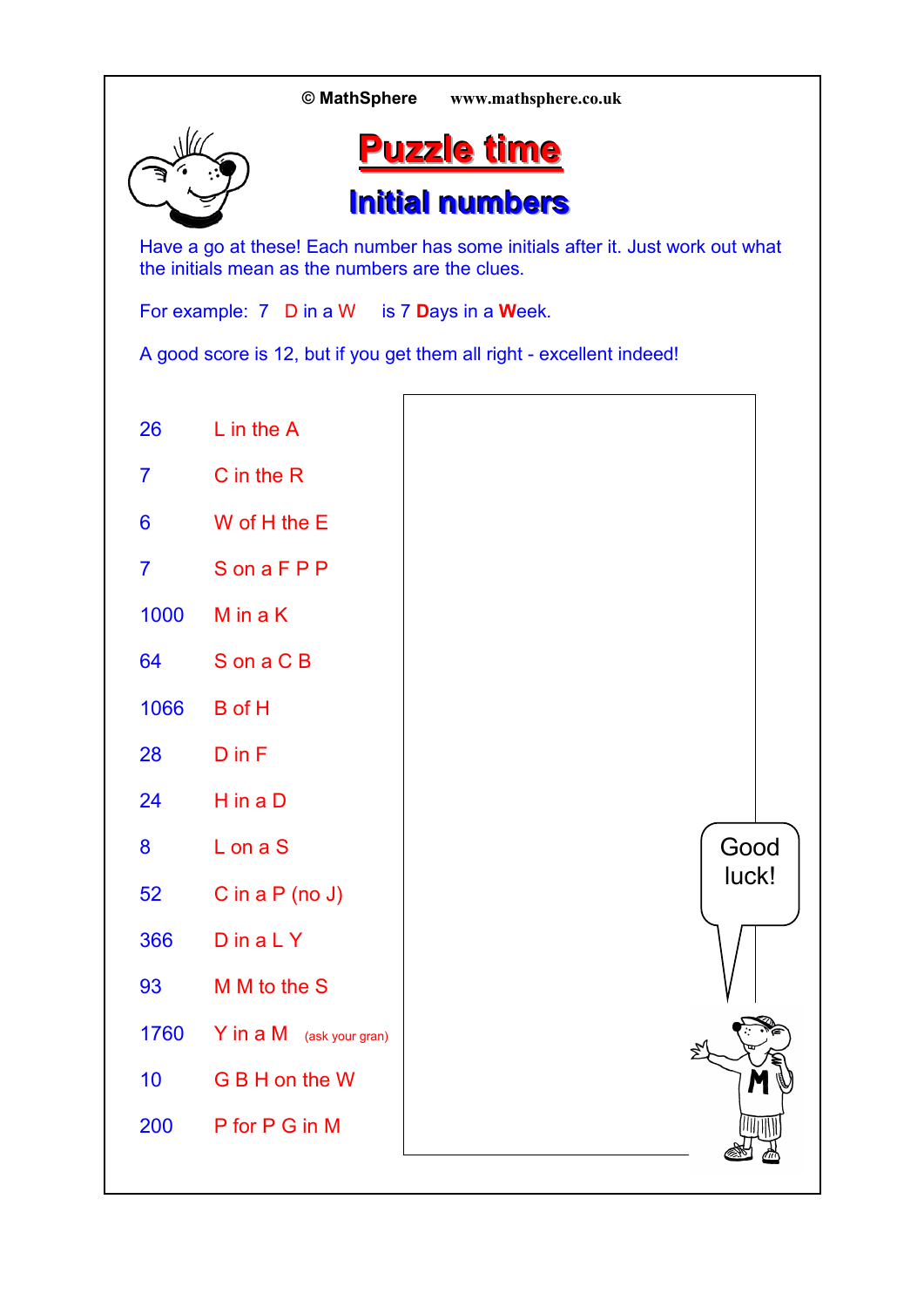© MathSphere www.mathsphere.co.uk

# Puzzle time

## Initial numbers

Have a go at these! Each number has some initials after it. Just work out what the initials mean as the numbers are the clues.

For example: 7 D in a W is 7 **D**ays in a **W**eek.

A good score is 12, but if you get them all right - excellent indeed!

| | |
|---|---|
| 26 | L in the A |
| 7 | C in the R |
| 6 | W of H the E |
| 7 | S on a F P P |
| 1000 | M in a K |
| 64 | S on a C B |
| 1066 | B of H |
| 28 | D in F |
| 24 | H in a D |
| 8 | L on a S |
| 52 | C in a P (no J) |
| 366 | D in a L Y |
| 93 | M M to the S |
| 1760 | Y in a M (ask your gran) |
| 10 | G B H on the W |
| 200 | P for P G in M |

Good luck!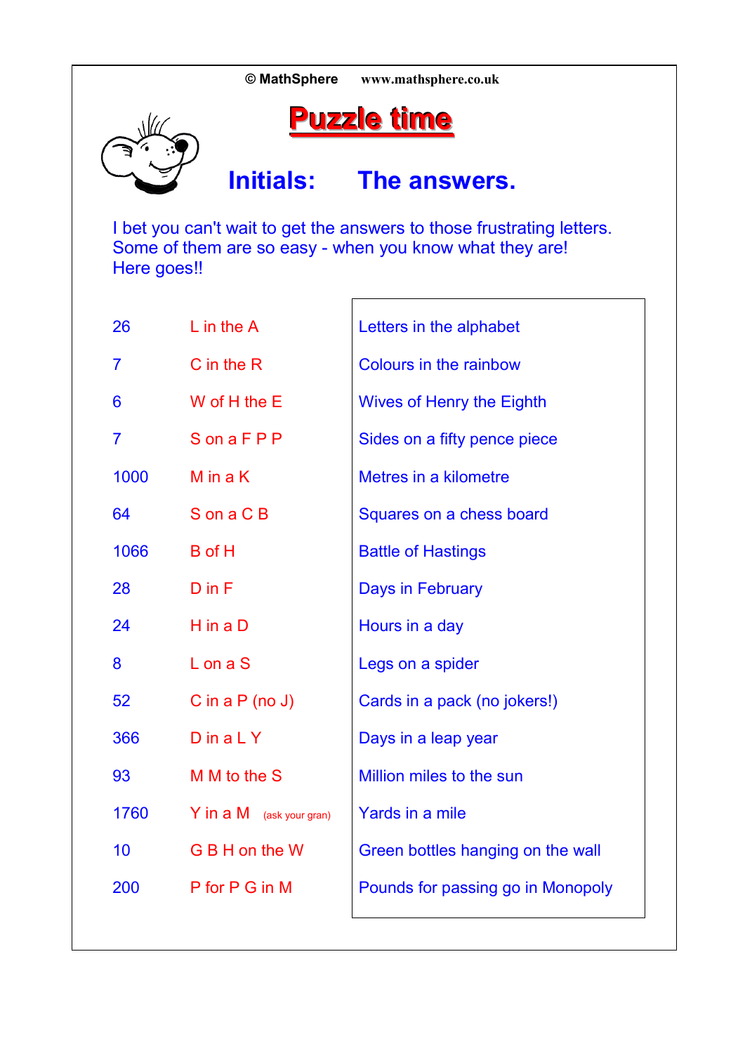© MathSphere www.mathsphere.co.uk

# Puzzle time

## Initials: The answers.

I bet you can't wait to get the answers to those frustrating letters.
Some of them are so easy - when you know what they are!
Here goes!!

| | | |
|---|---|---|
| 26 | L in the A | Letters in the alphabet |
| 7 | C in the R | Colours in the rainbow |
| 6 | W of H the E | Wives of Henry the Eighth |
| 7 | S on a F P P | Sides on a fifty pence piece |
| 1000 | M in a K | Metres in a kilometre |
| 64 | S on a C B | Squares on a chess board |
| 1066 | B of H | Battle of Hastings |
| 28 | D in F | Days in February |
| 24 | H in a D | Hours in a day |
| 8 | L on a S | Legs on a spider |
| 52 | C in a P (no J) | Cards in a pack (no jokers!) |
| 366 | D in a L Y | Days in a leap year |
| 93 | M M to the S | Million miles to the sun |
| 1760 | Y in a M (ask your gran) | Yards in a mile |
| 10 | G B H on the W | Green bottles hanging on the wall |
| 200 | P for P G in M | Pounds for passing go in Monopoly |